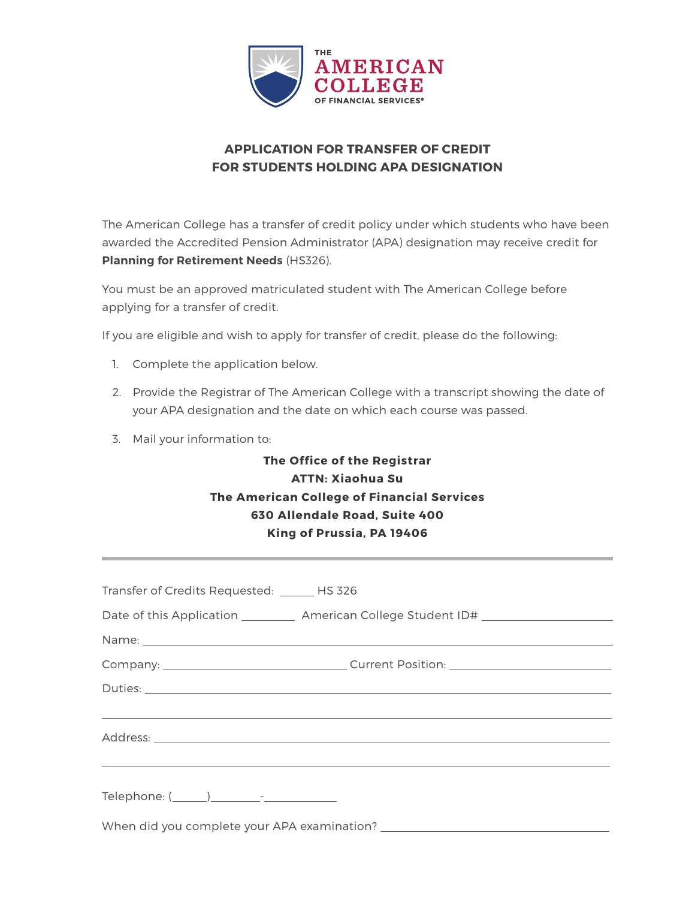THE AMERICAN COLLEGE OF FINANCIAL SERVICES®

## APPLICATION FOR TRANSFER OF CREDIT FOR STUDENTS HOLDING APA DESIGNATION

The American College has a transfer of credit policy under which students who have been awarded the Accredited Pension Administrator (APA) designation may receive credit for **Planning for Retirement Needs** (HS326).

You must be an approved matriculated student with The American College before applying for a transfer of credit.

If you are eligible and wish to apply for transfer of credit, please do the following:

1. Complete the application below.
2. Provide the Registrar of The American College with a transcript showing the date of your APA designation and the date on which each course was passed.
3. Mail your information to:

**The Office of the Registrar**
**ATTN: Xiaohua Su**
**The American College of Financial Services**
**630 Allendale Road, Suite 400**
**King of Prussia, PA 19406**

---

Transfer of Credits Requested: ______ HS 326

Date of this Application _________ American College Student ID# ____________________

Name: ______________________________________________________________

Company: ____________________________ Current Position: _________________________

Duties: ______________________________________________________________

______________________________________________________________________

Address: _____________________________________________________________

______________________________________________________________________

Telephone: (______)________-____________

When did you complete your APA examination? ___________________________________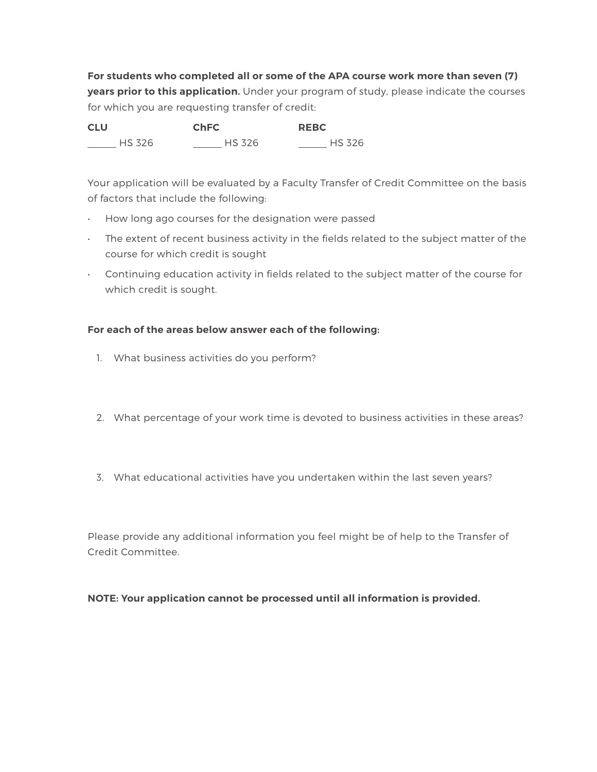**For students who completed all or some of the APA course work more than seven (7) years prior to this application.** Under your program of study, please indicate the courses for which you are requesting transfer of credit:

| **CLU** | **ChFC** | **REBC** |
| --- | --- | --- |
| ______ HS 326 | ______ HS 326 | ______ HS 326 |

Your application will be evaluated by a Faculty Transfer of Credit Committee on the basis of factors that include the following:

- How long ago courses for the designation were passed
- The extent of recent business activity in the fields related to the subject matter of the course for which credit is sought
- Continuing education activity in fields related to the subject matter of the course for which credit is sought.

**For each of the areas below answer each of the following:**

1. What business activities do you perform?

2. What percentage of your work time is devoted to business activities in these areas?

3. What educational activities have you undertaken within the last seven years?

Please provide any additional information you feel might be of help to the Transfer of Credit Committee.

**NOTE: Your application cannot be processed until all information is provided.**